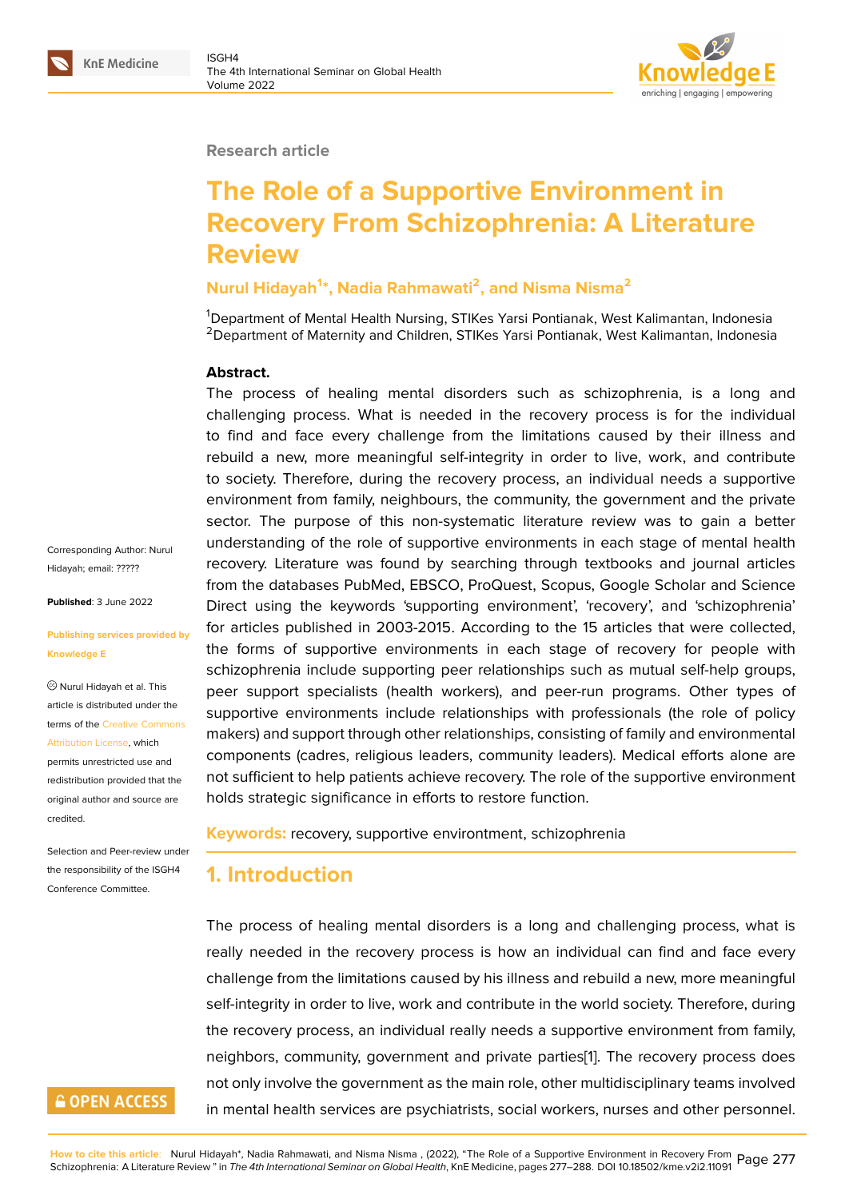Research article

# The Role of a Supportive Environment in Recovery From Schizophrenia: A Literature Review

**Nurul Hidayah[1]*, Nadia Rahmawati[2], and Nisma Nisma[2]**

[1]Department of Mental Health Nursing, STIKes Yarsi Pontianak, West Kalimantan, Indonesia
[2]Department of Maternity and Children, STIKes Yarsi Pontianak, West Kalimantan, Indonesia

Corresponding Author: Nurul Hidayah; email: ?????

**Published**: 3 June 2022

**Publishing services provided by Knowledge E**

© Nurul Hidayah et al. This article is distributed under the terms of the Creative Commons Attribution License, which permits unrestricted use and redistribution provided that the original author and source are credited.

Selection and Peer-review under the responsibility of the ISGH4 Conference Committee.

**Abstract.**
The process of healing mental disorders such as schizophrenia, is a long and challenging process. What is needed in the recovery process is for the individual to find and face every challenge from the limitations caused by their illness and rebuild a new, more meaningful self-integrity in order to live, work, and contribute to society. Therefore, during the recovery process, an individual needs a supportive environment from family, neighbours, the community, the government and the private sector. The purpose of this non-systematic literature review was to gain a better understanding of the role of supportive environments in each stage of mental health recovery. Literature was found by searching through textbooks and journal articles from the databases PubMed, EBSCO, ProQuest, Scopus, Google Scholar and Science Direct using the keywords 'supporting environment', 'recovery', and 'schizophrenia' for articles published in 2003-2015. According to the 15 articles that were collected, the forms of supportive environments in each stage of recovery for people with schizophrenia include supporting peer relationships such as mutual self-help groups, peer support specialists (health workers), and peer-run programs. Other types of supportive environments include relationships with professionals (the role of policy makers) and support through other relationships, consisting of family and environmental components (cadres, religious leaders, community leaders). Medical efforts alone are not sufficient to help patients achieve recovery. The role of the supportive environment holds strategic significance in efforts to restore function.

**Keywords:** recovery, supportive environtment, schizophrenia

## 1. Introduction

The process of healing mental disorders is a long and challenging process, what is really needed in the recovery process is how an individual can find and face every challenge from the limitations caused by his illness and rebuild a new, more meaningful self-integrity in order to live, work and contribute in the world society. Therefore, during the recovery process, an individual really needs a supportive environment from family, neighbors, community, government and private parties[1]. The recovery process does not only involve the government as the main role, other multidisciplinary teams involved in mental health services are psychiatrists, social workers, nurses and other personnel.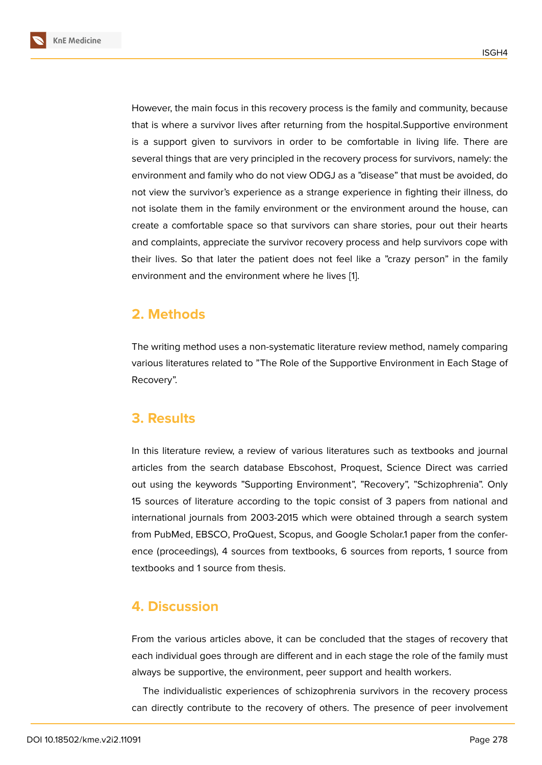However, the main focus in this recovery process is the family and community, because that is where a survivor lives after returning from the hospital.Supportive environment is a support given to survivors in order to be comfortable in living life. There are several things that are very principled in the recovery process for survivors, namely: the environment and family who do not view ODGJ as a "disease" that must be avoided, do not view the survivor's experience as a strange experience in fighting their illness, do not isolate them in the family environment or the environment around the house, can create a comfortable space so that survivors can share stories, pour out their hearts and complaints, appreciate the survivor recovery process and help survivors cope with their lives. So that later the patient does not feel like a "crazy person" in the family environment and the environment where he lives [1].

## 2. Methods

The writing method uses a non-systematic literature review method, namely comparing various literatures related to "The Role of the Supportive Environment in Each Stage of Recovery".

## 3. Results

In this literature review, a review of various literatures such as textbooks and journal articles from the search database Ebscohost, Proquest, Science Direct was carried out using the keywords "Supporting Environment", "Recovery", "Schizophrenia". Only 15 sources of literature according to the topic consist of 3 papers from national and international journals from 2003-2015 which were obtained through a search system from PubMed, EBSCO, ProQuest, Scopus, and Google Scholar.1 paper from the conference (proceedings), 4 sources from textbooks, 6 sources from reports, 1 source from textbooks and 1 source from thesis.

## 4. Discussion

From the various articles above, it can be concluded that the stages of recovery that each individual goes through are different and in each stage the role of the family must always be supportive, the environment, peer support and health workers.

The individualistic experiences of schizophrenia survivors in the recovery process can directly contribute to the recovery of others. The presence of peer involvement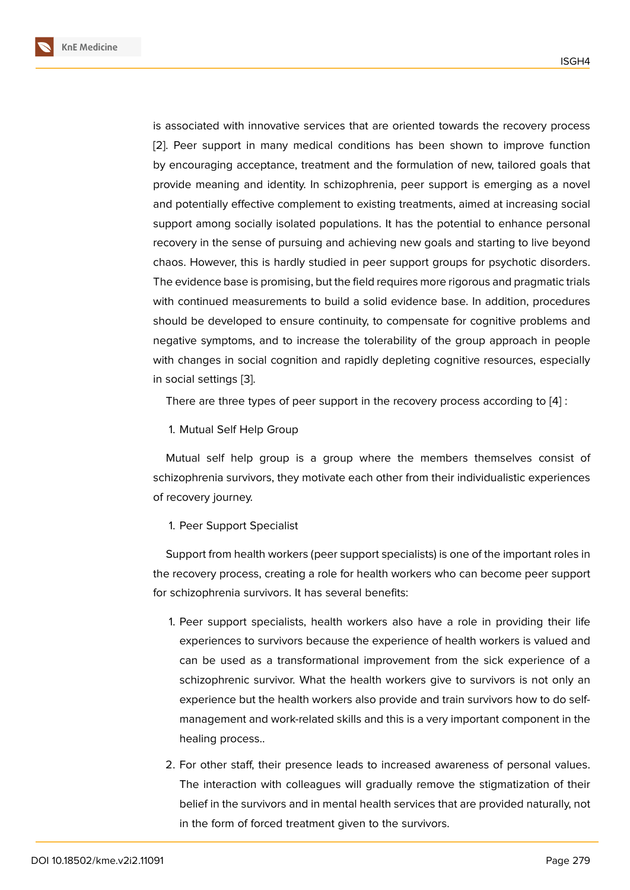is associated with innovative services that are oriented towards the recovery process [2]. Peer support in many medical conditions has been shown to improve function by encouraging acceptance, treatment and the formulation of new, tailored goals that provide meaning and identity. In schizophrenia, peer support is emerging as a novel and potentially effective complement to existing treatments, aimed at increasing social support among socially isolated populations. It has the potential to enhance personal recovery in the sense of pursuing and achieving new goals and starting to live beyond chaos. However, this is hardly studied in peer support groups for psychotic disorders. The evidence base is promising, but the field requires more rigorous and pragmatic trials with continued measurements to build a solid evidence base. In addition, procedures should be developed to ensure continuity, to compensate for cognitive problems and negative symptoms, and to increase the tolerability of the group approach in people with changes in social cognition and rapidly depleting cognitive resources, especially in social settings [3].

There are three types of peer support in the recovery process according to [4] :

1. Mutual Self Help Group

Mutual self help group is a group where the members themselves consist of schizophrenia survivors, they motivate each other from their individualistic experiences of recovery journey.

1. Peer Support Specialist

Support from health workers (peer support specialists) is one of the important roles in the recovery process, creating a role for health workers who can become peer support for schizophrenia survivors. It has several benefits:

1. Peer support specialists, health workers also have a role in providing their life experiences to survivors because the experience of health workers is valued and can be used as a transformational improvement from the sick experience of a schizophrenic survivor. What the health workers give to survivors is not only an experience but the health workers also provide and train survivors how to do self-management and work-related skills and this is a very important component in the healing process..
2. For other staff, their presence leads to increased awareness of personal values. The interaction with colleagues will gradually remove the stigmatization of their belief in the survivors and in mental health services that are provided naturally, not in the form of forced treatment given to the survivors.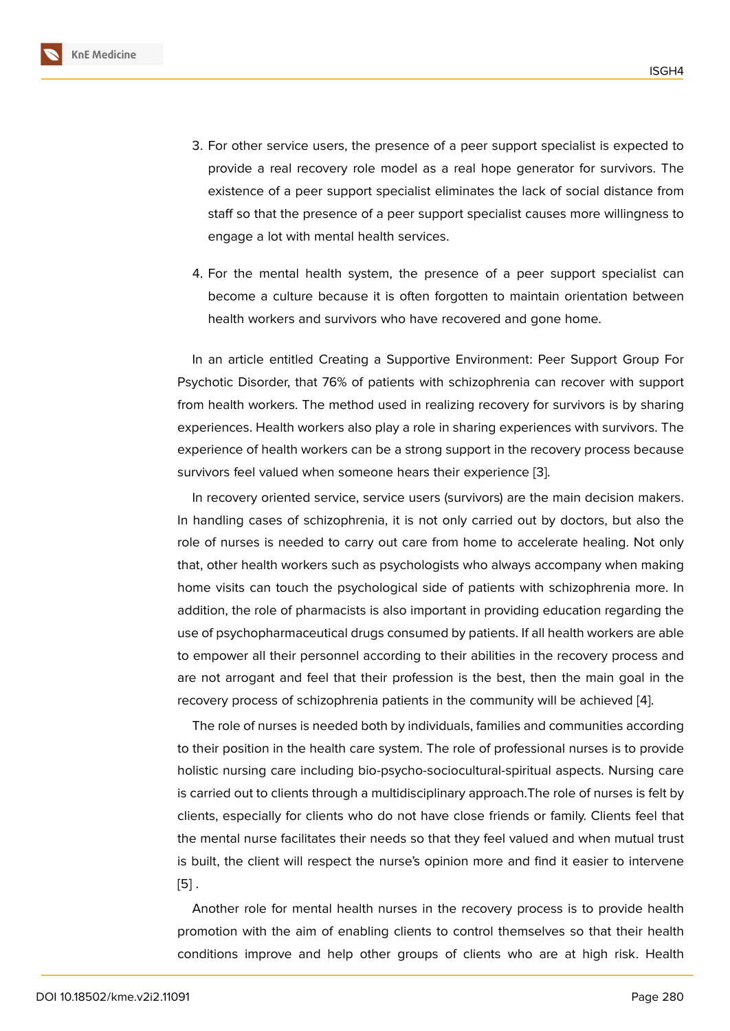3. For other service users, the presence of a peer support specialist is expected to provide a real recovery role model as a real hope generator for survivors. The existence of a peer support specialist eliminates the lack of social distance from staff so that the presence of a peer support specialist causes more willingness to engage a lot with mental health services.

4. For the mental health system, the presence of a peer support specialist can become a culture because it is often forgotten to maintain orientation between health workers and survivors who have recovered and gone home.

In an article entitled Creating a Supportive Environment: Peer Support Group For Psychotic Disorder, that 76% of patients with schizophrenia can recover with support from health workers. The method used in realizing recovery for survivors is by sharing experiences. Health workers also play a role in sharing experiences with survivors. The experience of health workers can be a strong support in the recovery process because survivors feel valued when someone hears their experience [3].

In recovery oriented service, service users (survivors) are the main decision makers. In handling cases of schizophrenia, it is not only carried out by doctors, but also the role of nurses is needed to carry out care from home to accelerate healing. Not only that, other health workers such as psychologists who always accompany when making home visits can touch the psychological side of patients with schizophrenia more. In addition, the role of pharmacists is also important in providing education regarding the use of psychopharmaceutical drugs consumed by patients. If all health workers are able to empower all their personnel according to their abilities in the recovery process and are not arrogant and feel that their profession is the best, then the main goal in the recovery process of schizophrenia patients in the community will be achieved [4].

The role of nurses is needed both by individuals, families and communities according to their position in the health care system. The role of professional nurses is to provide holistic nursing care including bio-psycho-sociocultural-spiritual aspects. Nursing care is carried out to clients through a multidisciplinary approach.The role of nurses is felt by clients, especially for clients who do not have close friends or family. Clients feel that the mental nurse facilitates their needs so that they feel valued and when mutual trust is built, the client will respect the nurse's opinion more and find it easier to intervene [5] .

Another role for mental health nurses in the recovery process is to provide health promotion with the aim of enabling clients to control themselves so that their health conditions improve and help other groups of clients who are at high risk. Health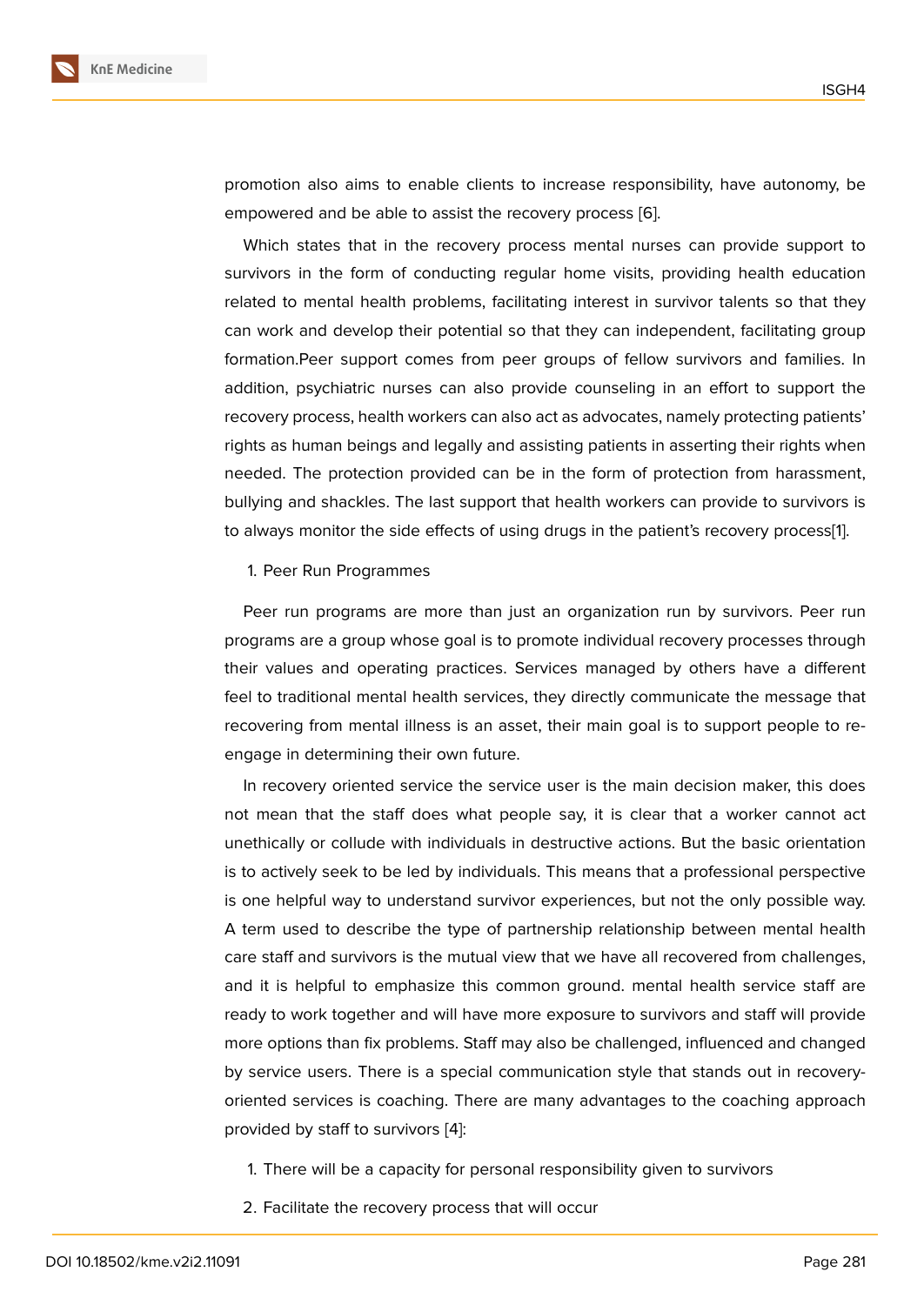promotion also aims to enable clients to increase responsibility, have autonomy, be empowered and be able to assist the recovery process [6].

Which states that in the recovery process mental nurses can provide support to survivors in the form of conducting regular home visits, providing health education related to mental health problems, facilitating interest in survivor talents so that they can work and develop their potential so that they can independent, facilitating group formation.Peer support comes from peer groups of fellow survivors and families. In addition, psychiatric nurses can also provide counseling in an effort to support the recovery process, health workers can also act as advocates, namely protecting patients' rights as human beings and legally and assisting patients in asserting their rights when needed. The protection provided can be in the form of protection from harassment, bullying and shackles. The last support that health workers can provide to survivors is to always monitor the side effects of using drugs in the patient's recovery process[1].

1. Peer Run Programmes

Peer run programs are more than just an organization run by survivors. Peer run programs are a group whose goal is to promote individual recovery processes through their values and operating practices. Services managed by others have a different feel to traditional mental health services, they directly communicate the message that recovering from mental illness is an asset, their main goal is to support people to re-engage in determining their own future.

In recovery oriented service the service user is the main decision maker, this does not mean that the staff does what people say, it is clear that a worker cannot act unethically or collude with individuals in destructive actions. But the basic orientation is to actively seek to be led by individuals. This means that a professional perspective is one helpful way to understand survivor experiences, but not the only possible way. A term used to describe the type of partnership relationship between mental health care staff and survivors is the mutual view that we have all recovered from challenges, and it is helpful to emphasize this common ground. mental health service staff are ready to work together and will have more exposure to survivors and staff will provide more options than fix problems. Staff may also be challenged, influenced and changed by service users. There is a special communication style that stands out in recovery-oriented services is coaching. There are many advantages to the coaching approach provided by staff to survivors [4]:

1. There will be a capacity for personal responsibility given to survivors
2. Facilitate the recovery process that will occur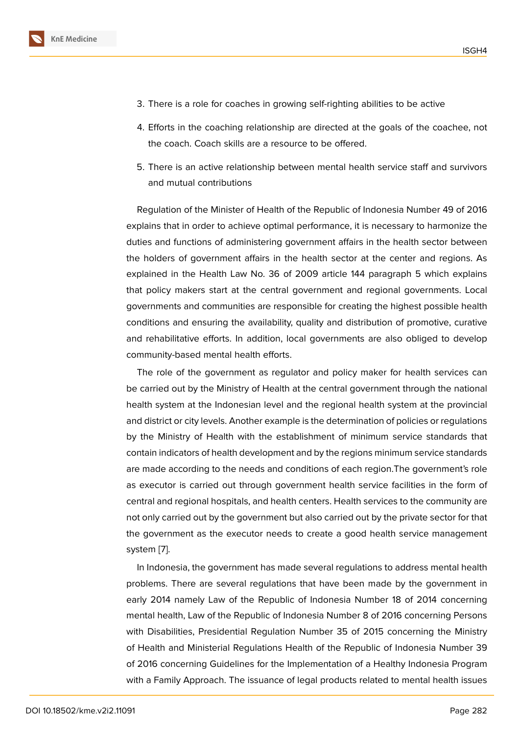3. There is a role for coaches in growing self-righting abilities to be active
4. Efforts in the coaching relationship are directed at the goals of the coachee, not the coach. Coach skills are a resource to be offered.
5. There is an active relationship between mental health service staff and survivors and mutual contributions

Regulation of the Minister of Health of the Republic of Indonesia Number 49 of 2016 explains that in order to achieve optimal performance, it is necessary to harmonize the duties and functions of administering government affairs in the health sector between the holders of government affairs in the health sector at the center and regions. As explained in the Health Law No. 36 of 2009 article 144 paragraph 5 which explains that policy makers start at the central government and regional governments. Local governments and communities are responsible for creating the highest possible health conditions and ensuring the availability, quality and distribution of promotive, curative and rehabilitative efforts. In addition, local governments are also obliged to develop community-based mental health efforts.

The role of the government as regulator and policy maker for health services can be carried out by the Ministry of Health at the central government through the national health system at the Indonesian level and the regional health system at the provincial and district or city levels. Another example is the determination of policies or regulations by the Ministry of Health with the establishment of minimum service standards that contain indicators of health development and by the regions minimum service standards are made according to the needs and conditions of each region.The government's role as executor is carried out through government health service facilities in the form of central and regional hospitals, and health centers. Health services to the community are not only carried out by the government but also carried out by the private sector for that the government as the executor needs to create a good health service management system [7].

In Indonesia, the government has made several regulations to address mental health problems. There are several regulations that have been made by the government in early 2014 namely Law of the Republic of Indonesia Number 18 of 2014 concerning mental health, Law of the Republic of Indonesia Number 8 of 2016 concerning Persons with Disabilities, Presidential Regulation Number 35 of 2015 concerning the Ministry of Health and Ministerial Regulations Health of the Republic of Indonesia Number 39 of 2016 concerning Guidelines for the Implementation of a Healthy Indonesia Program with a Family Approach. The issuance of legal products related to mental health issues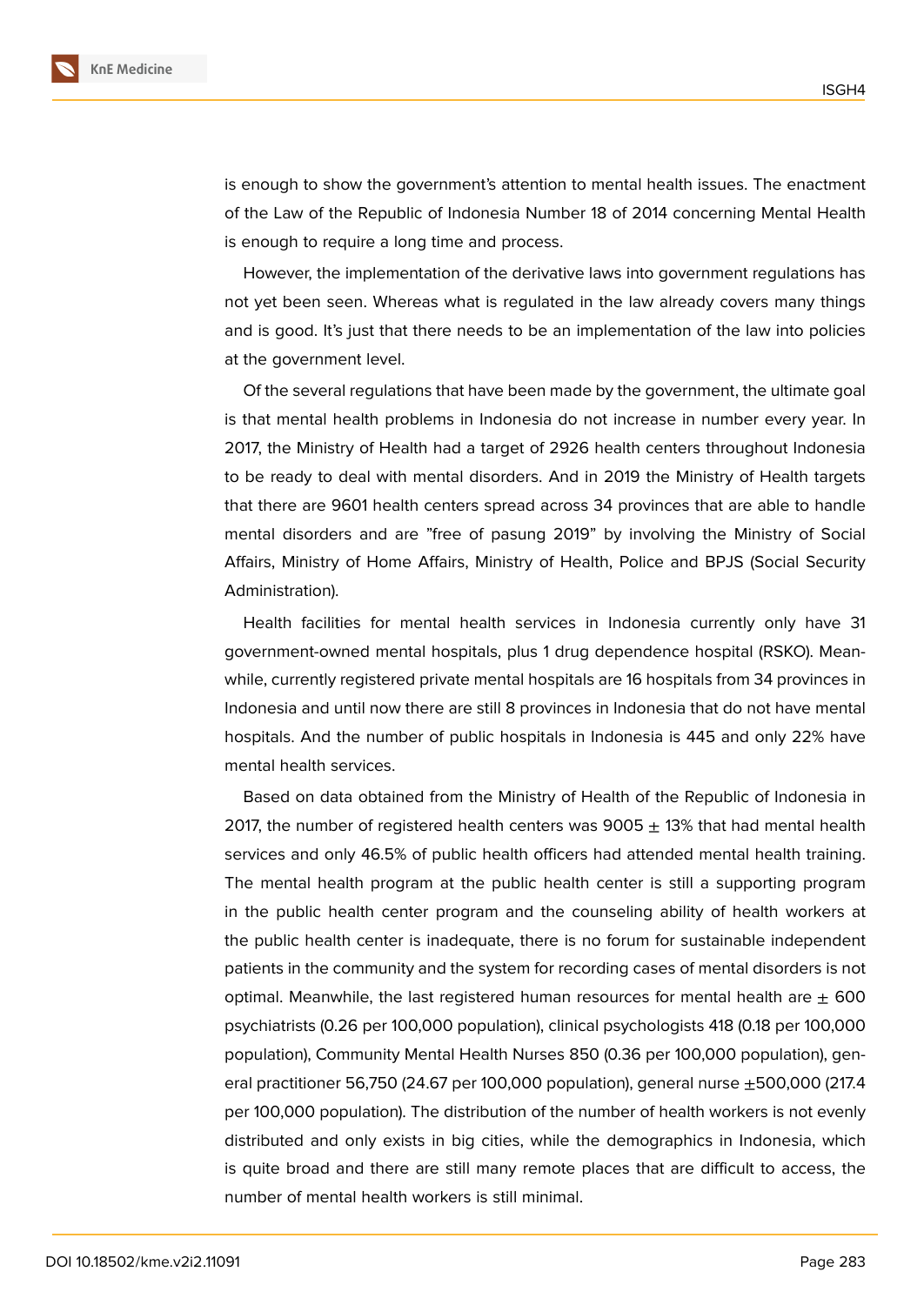is enough to show the government's attention to mental health issues. The enactment of the Law of the Republic of Indonesia Number 18 of 2014 concerning Mental Health is enough to require a long time and process.

However, the implementation of the derivative laws into government regulations has not yet been seen. Whereas what is regulated in the law already covers many things and is good. It's just that there needs to be an implementation of the law into policies at the government level.

Of the several regulations that have been made by the government, the ultimate goal is that mental health problems in Indonesia do not increase in number every year. In 2017, the Ministry of Health had a target of 2926 health centers throughout Indonesia to be ready to deal with mental disorders. And in 2019 the Ministry of Health targets that there are 9601 health centers spread across 34 provinces that are able to handle mental disorders and are "free of pasung 2019" by involving the Ministry of Social Affairs, Ministry of Home Affairs, Ministry of Health, Police and BPJS (Social Security Administration).

Health facilities for mental health services in Indonesia currently only have 31 government-owned mental hospitals, plus 1 drug dependence hospital (RSKO). Meanwhile, currently registered private mental hospitals are 16 hospitals from 34 provinces in Indonesia and until now there are still 8 provinces in Indonesia that do not have mental hospitals. And the number of public hospitals in Indonesia is 445 and only 22% have mental health services.

Based on data obtained from the Ministry of Health of the Republic of Indonesia in 2017, the number of registered health centers was 9005 ± 13% that had mental health services and only 46.5% of public health officers had attended mental health training. The mental health program at the public health center is still a supporting program in the public health center program and the counseling ability of health workers at the public health center is inadequate, there is no forum for sustainable independent patients in the community and the system for recording cases of mental disorders is not optimal. Meanwhile, the last registered human resources for mental health are ± 600 psychiatrists (0.26 per 100,000 population), clinical psychologists 418 (0.18 per 100,000 population), Community Mental Health Nurses 850 (0.36 per 100,000 population), general practitioner 56,750 (24.67 per 100,000 population), general nurse ±500,000 (217.4 per 100,000 population). The distribution of the number of health workers is not evenly distributed and only exists in big cities, while the demographics in Indonesia, which is quite broad and there are still many remote places that are difficult to access, the number of mental health workers is still minimal.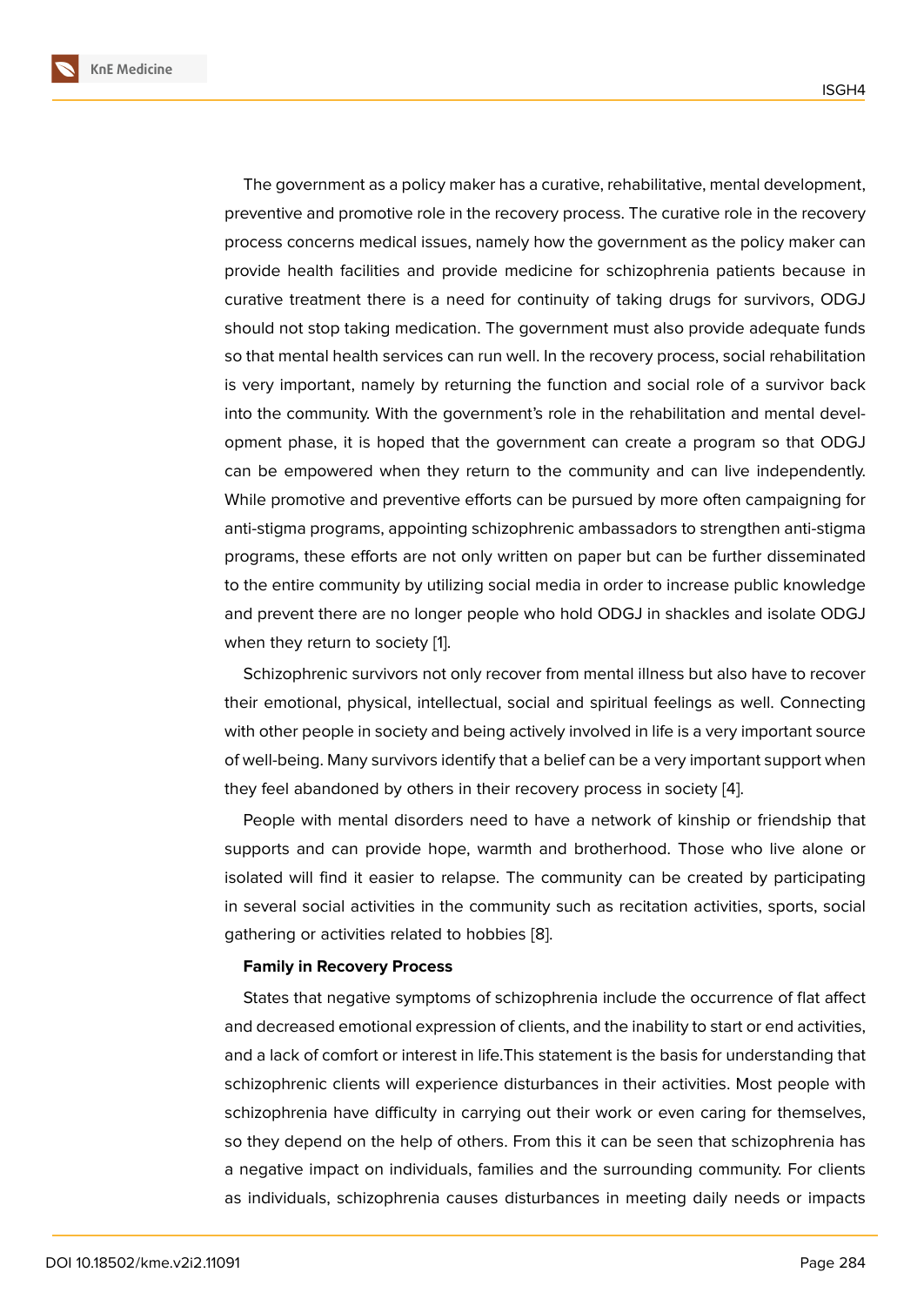The government as a policy maker has a curative, rehabilitative, mental development, preventive and promotive role in the recovery process. The curative role in the recovery process concerns medical issues, namely how the government as the policy maker can provide health facilities and provide medicine for schizophrenia patients because in curative treatment there is a need for continuity of taking drugs for survivors, ODGJ should not stop taking medication. The government must also provide adequate funds so that mental health services can run well. In the recovery process, social rehabilitation is very important, namely by returning the function and social role of a survivor back into the community. With the government's role in the rehabilitation and mental development phase, it is hoped that the government can create a program so that ODGJ can be empowered when they return to the community and can live independently. While promotive and preventive efforts can be pursued by more often campaigning for anti-stigma programs, appointing schizophrenic ambassadors to strengthen anti-stigma programs, these efforts are not only written on paper but can be further disseminated to the entire community by utilizing social media in order to increase public knowledge and prevent there are no longer people who hold ODGJ in shackles and isolate ODGJ when they return to society [1].

Schizophrenic survivors not only recover from mental illness but also have to recover their emotional, physical, intellectual, social and spiritual feelings as well. Connecting with other people in society and being actively involved in life is a very important source of well-being. Many survivors identify that a belief can be a very important support when they feel abandoned by others in their recovery process in society [4].

People with mental disorders need to have a network of kinship or friendship that supports and can provide hope, warmth and brotherhood. Those who live alone or isolated will find it easier to relapse. The community can be created by participating in several social activities in the community such as recitation activities, sports, social gathering or activities related to hobbies [8].

**Family in Recovery Process**

States that negative symptoms of schizophrenia include the occurrence of flat affect and decreased emotional expression of clients, and the inability to start or end activities, and a lack of comfort or interest in life.This statement is the basis for understanding that schizophrenic clients will experience disturbances in their activities. Most people with schizophrenia have difficulty in carrying out their work or even caring for themselves, so they depend on the help of others. From this it can be seen that schizophrenia has a negative impact on individuals, families and the surrounding community. For clients as individuals, schizophrenia causes disturbances in meeting daily needs or impacts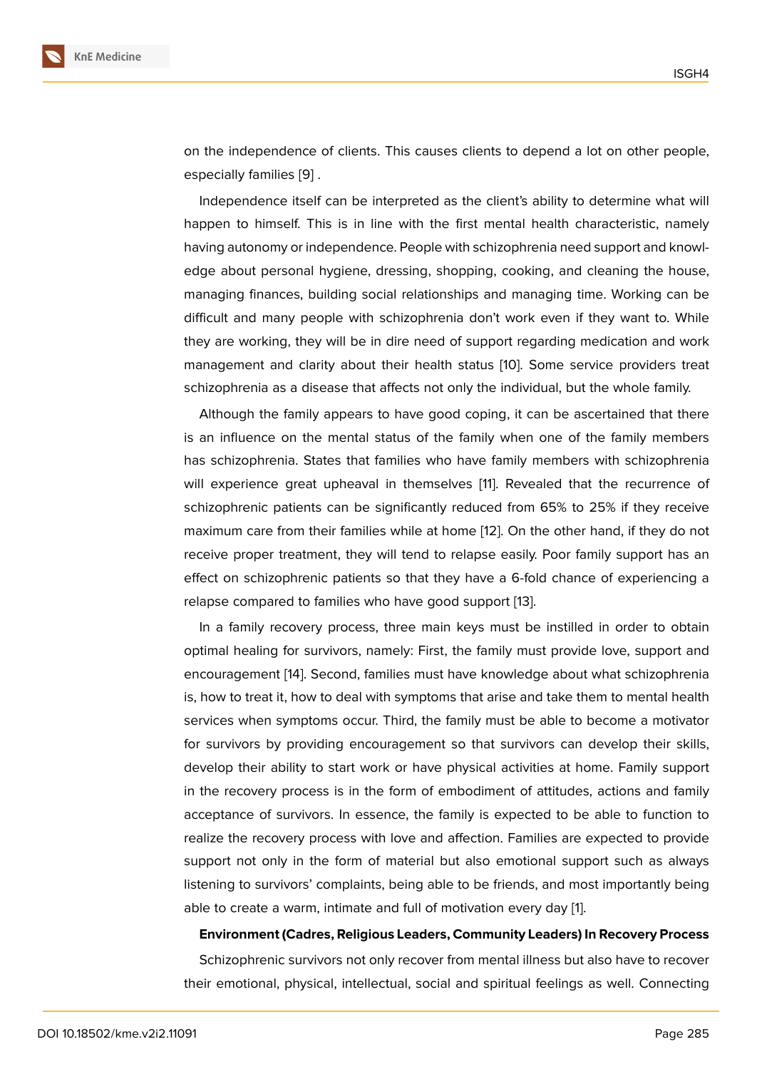on the independence of clients. This causes clients to depend a lot on other people, especially families [9] .

Independence itself can be interpreted as the client's ability to determine what will happen to himself. This is in line with the first mental health characteristic, namely having autonomy or independence. People with schizophrenia need support and knowledge about personal hygiene, dressing, shopping, cooking, and cleaning the house, managing finances, building social relationships and managing time. Working can be difficult and many people with schizophrenia don't work even if they want to. While they are working, they will be in dire need of support regarding medication and work management and clarity about their health status [10]. Some service providers treat schizophrenia as a disease that affects not only the individual, but the whole family.

Although the family appears to have good coping, it can be ascertained that there is an influence on the mental status of the family when one of the family members has schizophrenia. States that families who have family members with schizophrenia will experience great upheaval in themselves [11]. Revealed that the recurrence of schizophrenic patients can be significantly reduced from 65% to 25% if they receive maximum care from their families while at home [12]. On the other hand, if they do not receive proper treatment, they will tend to relapse easily. Poor family support has an effect on schizophrenic patients so that they have a 6-fold chance of experiencing a relapse compared to families who have good support [13].

In a family recovery process, three main keys must be instilled in order to obtain optimal healing for survivors, namely: First, the family must provide love, support and encouragement [14]. Second, families must have knowledge about what schizophrenia is, how to treat it, how to deal with symptoms that arise and take them to mental health services when symptoms occur. Third, the family must be able to become a motivator for survivors by providing encouragement so that survivors can develop their skills, develop their ability to start work or have physical activities at home. Family support in the recovery process is in the form of embodiment of attitudes, actions and family acceptance of survivors. In essence, the family is expected to be able to function to realize the recovery process with love and affection. Families are expected to provide support not only in the form of material but also emotional support such as always listening to survivors' complaints, being able to be friends, and most importantly being able to create a warm, intimate and full of motivation every day [1].

**Environment (Cadres, Religious Leaders, Community Leaders) In Recovery Process**

Schizophrenic survivors not only recover from mental illness but also have to recover their emotional, physical, intellectual, social and spiritual feelings as well. Connecting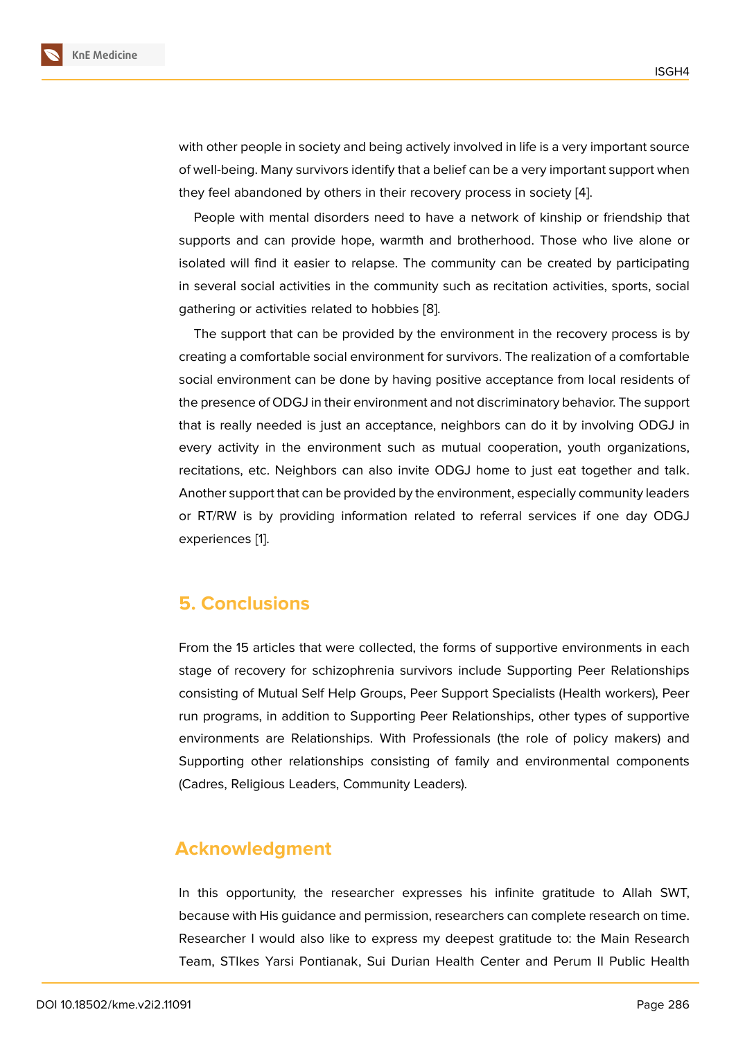with other people in society and being actively involved in life is a very important source of well-being. Many survivors identify that a belief can be a very important support when they feel abandoned by others in their recovery process in society [4].

People with mental disorders need to have a network of kinship or friendship that supports and can provide hope, warmth and brotherhood. Those who live alone or isolated will find it easier to relapse. The community can be created by participating in several social activities in the community such as recitation activities, sports, social gathering or activities related to hobbies [8].

The support that can be provided by the environment in the recovery process is by creating a comfortable social environment for survivors. The realization of a comfortable social environment can be done by having positive acceptance from local residents of the presence of ODGJ in their environment and not discriminatory behavior. The support that is really needed is just an acceptance, neighbors can do it by involving ODGJ in every activity in the environment such as mutual cooperation, youth organizations, recitations, etc. Neighbors can also invite ODGJ home to just eat together and talk. Another support that can be provided by the environment, especially community leaders or RT/RW is by providing information related to referral services if one day ODGJ experiences [1].

## 5. Conclusions

From the 15 articles that were collected, the forms of supportive environments in each stage of recovery for schizophrenia survivors include Supporting Peer Relationships consisting of Mutual Self Help Groups, Peer Support Specialists (Health workers), Peer run programs, in addition to Supporting Peer Relationships, other types of supportive environments are Relationships. With Professionals (the role of policy makers) and Supporting other relationships consisting of family and environmental components (Cadres, Religious Leaders, Community Leaders).

## Acknowledgment

In this opportunity, the researcher expresses his infinite gratitude to Allah SWT, because with His guidance and permission, researchers can complete research on time. Researcher I would also like to express my deepest gratitude to: the Main Research Team, STIkes Yarsi Pontianak, Sui Durian Health Center and Perum II Public Health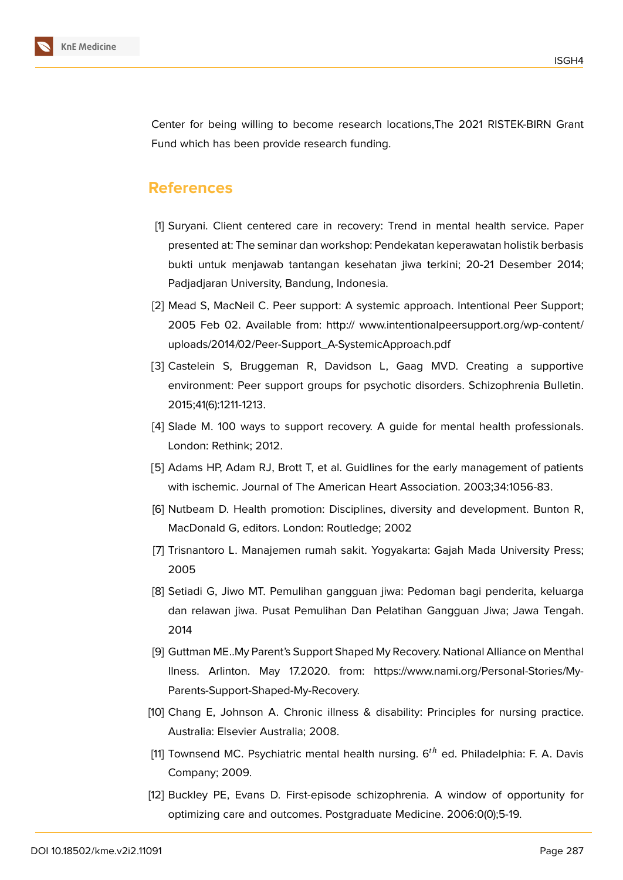Center for being willing to become research locations,The 2021 RISTEK-BIRN Grant Fund which has been provide research funding.

## References

[1] Suryani. Client centered care in recovery: Trend in mental health service. Paper presented at: The seminar dan workshop: Pendekatan keperawatan holistik berbasis bukti untuk menjawab tantangan kesehatan jiwa terkini; 20-21 Desember 2014; Padjadjaran University, Bandung, Indonesia.

[2] Mead S, MacNeil C. Peer support: A systemic approach. Intentional Peer Support; 2005 Feb 02. Available from: http:// www.intentionalpeersupport.org/wp-content/uploads/2014/02/Peer-Support_A-SystemicApproach.pdf

[3] Castelein S, Bruggeman R, Davidson L, Gaag MVD. Creating a supportive environment: Peer support groups for psychotic disorders. Schizophrenia Bulletin. 2015;41(6):1211-1213.

[4] Slade M. 100 ways to support recovery. A guide for mental health professionals. London: Rethink; 2012.

[5] Adams HP, Adam RJ, Brott T, et al. Guidlines for the early management of patients with ischemic. Journal of The American Heart Association. 2003;34:1056-83.

[6] Nutbeam D. Health promotion: Disciplines, diversity and development. Bunton R, MacDonald G, editors. London: Routledge; 2002

[7] Trisnantoro L. Manajemen rumah sakit. Yogyakarta: Gajah Mada University Press; 2005

[8] Setiadi G, Jiwo MT. Pemulihan gangguan jiwa: Pedoman bagi penderita, keluarga dan relawan jiwa. Pusat Pemulihan Dan Pelatihan Gangguan Jiwa; Jawa Tengah. 2014

[9] Guttman ME..My Parent's Support Shaped My Recovery. National Alliance on Menthal Ilness. Arlinton. May 17.2020. from: https://www.nami.org/Personal-Stories/My-Parents-Support-Shaped-My-Recovery.

[10] Chang E, Johnson A. Chronic illness & disability: Principles for nursing practice. Australia: Elsevier Australia; 2008.

[11] Townsend MC. Psychiatric mental health nursing. $6^{th}$ ed. Philadelphia: F. A. Davis Company; 2009.

[12] Buckley PE, Evans D. First-episode schizophrenia. A window of opportunity for optimizing care and outcomes. Postgraduate Medicine. 2006:0(0);5-19.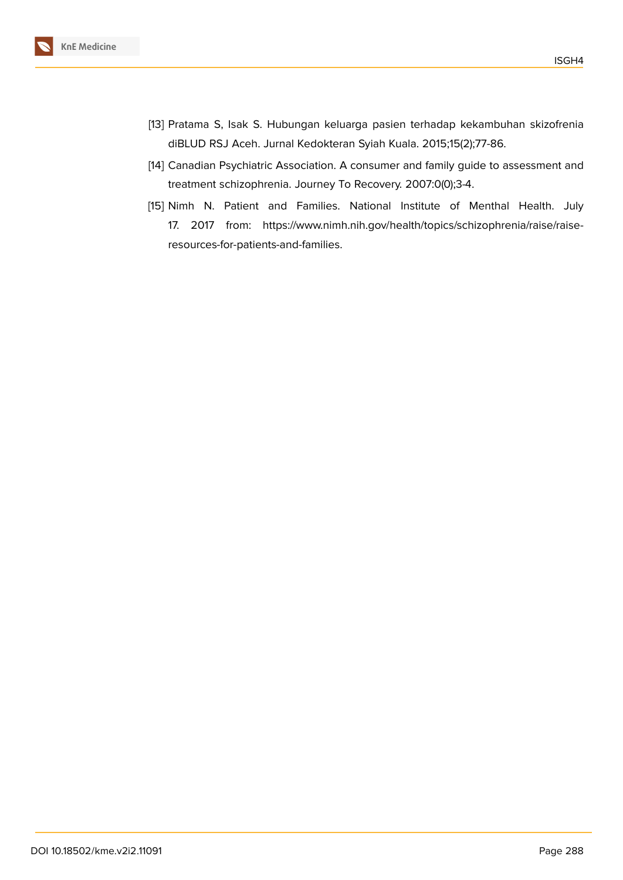[13] Pratama S, Isak S. Hubungan keluarga pasien terhadap kekambuhan skizofrenia diBLUD RSJ Aceh. Jurnal Kedokteran Syiah Kuala. 2015;15(2);77-86.

[14] Canadian Psychiatric Association. A consumer and family guide to assessment and treatment schizophrenia. Journey To Recovery. 2007:0(0);3-4.

[15] Nimh N. Patient and Families. National Institute of Menthal Health. July 17. 2017 from: https://www.nimh.nih.gov/health/topics/schizophrenia/raise/raise-resources-for-patients-and-families.